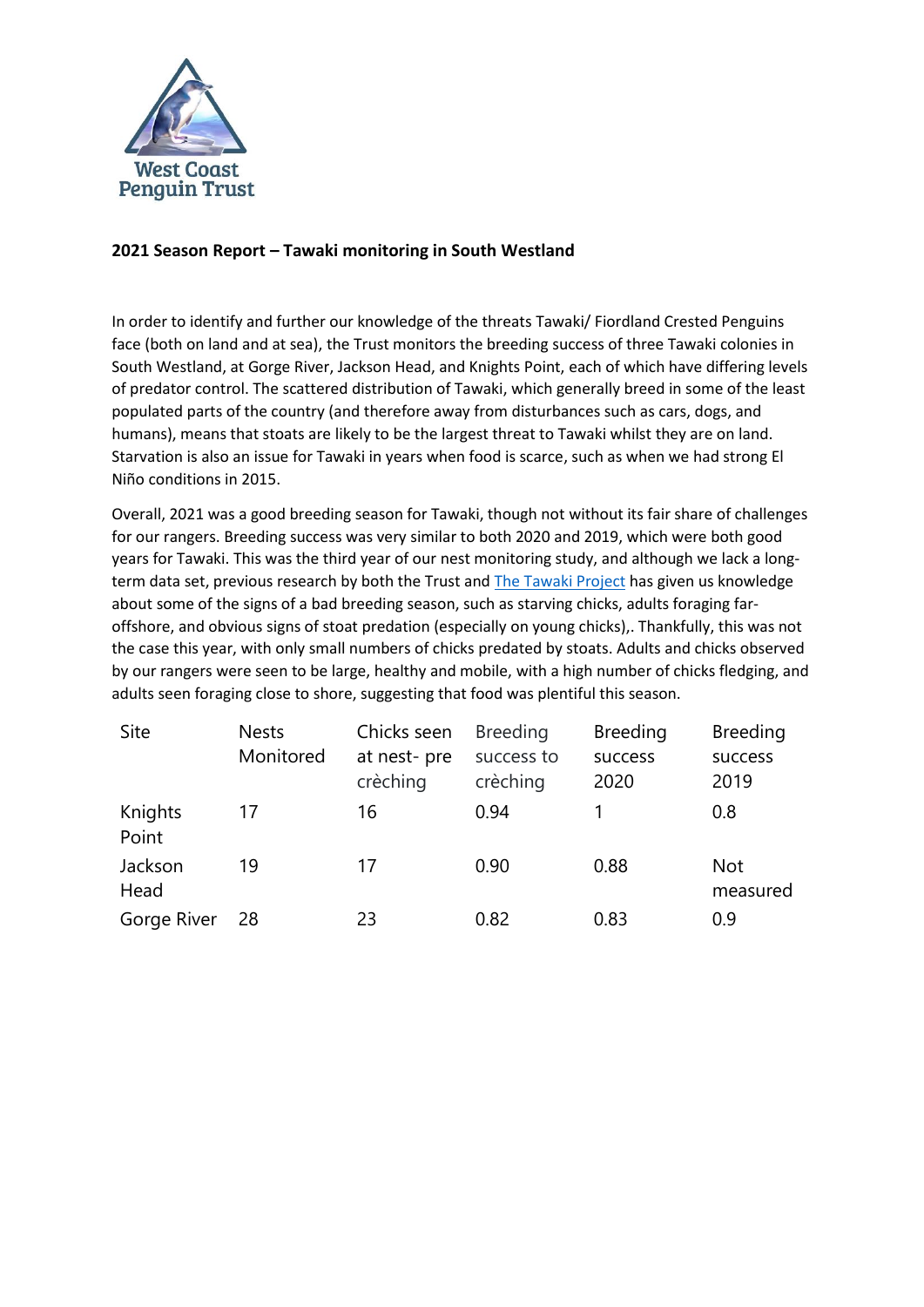West Coast Penguin Trust

**2021 Season Report – Tawaki monitoring in South Westland**

In order to identify and further our knowledge of the threats Tawaki/ Fiordland Crested Penguins face (both on land and at sea), the Trust monitors the breeding success of three Tawaki colonies in South Westland, at Gorge River, Jackson Head, and Knights Point, each of which have differing levels of predator control. The scattered distribution of Tawaki, which generally breed in some of the least populated parts of the country (and therefore away from disturbances such as cars, dogs, and humans), means that stoats are likely to be the largest threat to Tawaki whilst they are on land. Starvation is also an issue for Tawaki in years when food is scarce, such as when we had strong El Niño conditions in 2015.

Overall, 2021 was a good breeding season for Tawaki, though not without its fair share of challenges for our rangers. Breeding success was very similar to both 2020 and 2019, which were both good years for Tawaki. This was the third year of our nest monitoring study, and although we lack a long-term data set, previous research by both the Trust and The Tawaki Project has given us knowledge about some of the signs of a bad breeding season, such as starving chicks, adults foraging far-offshore, and obvious signs of stoat predation (especially on young chicks),. Thankfully, this was not the case this year, with only small numbers of chicks predated by stoats. Adults and chicks observed by our rangers were seen to be large, healthy and mobile, with a high number of chicks fledging, and adults seen foraging close to shore, suggesting that food was plentiful this season.

| Site | Nests Monitored | Chicks seen at nest- pre crèching | Breeding success to crèching | Breeding success 2020 | Breeding success 2019 |
|---|---|---|---|---|---|
| Knights Point | 17 | 16 | 0.94 | 1 | 0.8 |
| Jackson Head | 19 | 17 | 0.90 | 0.88 | Not measured |
| Gorge River | 28 | 23 | 0.82 | 0.83 | 0.9 |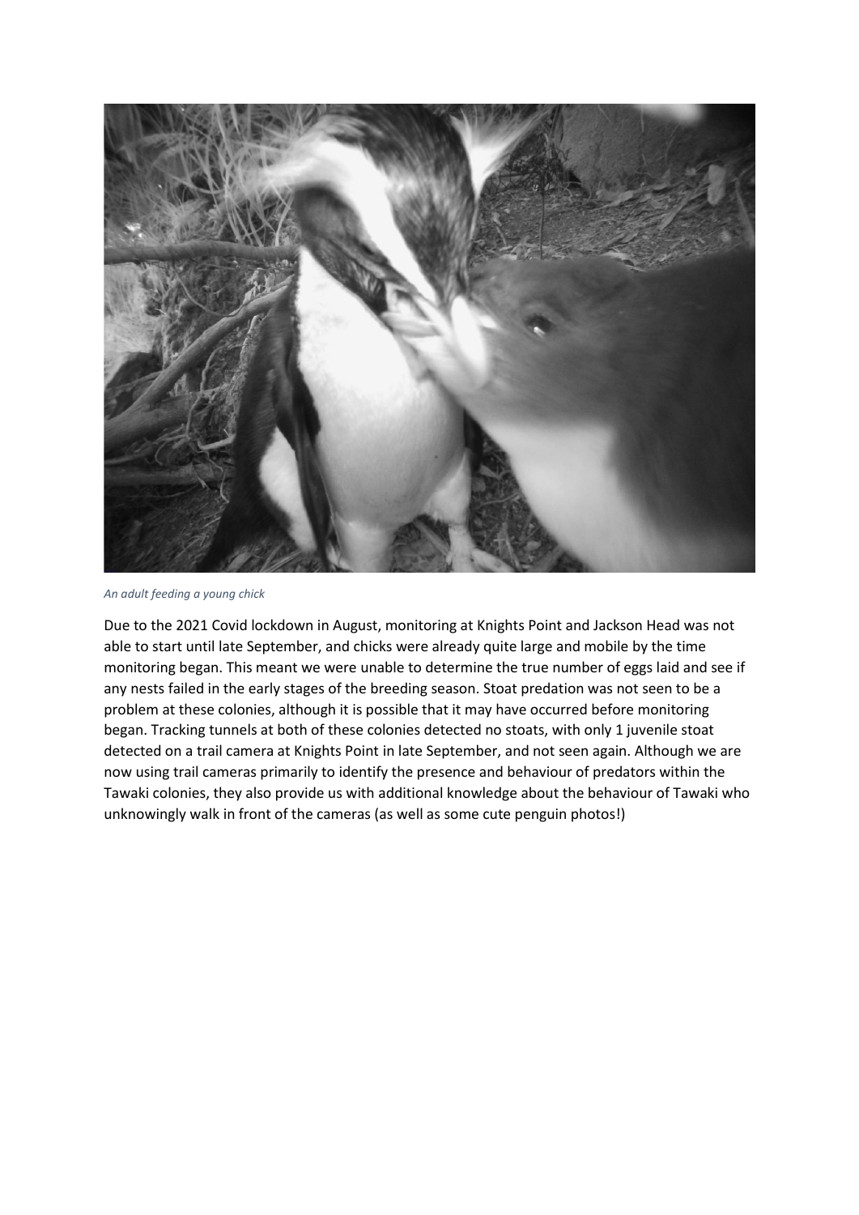*An adult feeding a young chick*

Due to the 2021 Covid lockdown in August, monitoring at Knights Point and Jackson Head was not able to start until late September, and chicks were already quite large and mobile by the time monitoring began. This meant we were unable to determine the true number of eggs laid and see if any nests failed in the early stages of the breeding season. Stoat predation was not seen to be a problem at these colonies, although it is possible that it may have occurred before monitoring began. Tracking tunnels at both of these colonies detected no stoats, with only 1 juvenile stoat detected on a trail camera at Knights Point in late September, and not seen again. Although we are now using trail cameras primarily to identify the presence and behaviour of predators within the Tawaki colonies, they also provide us with additional knowledge about the behaviour of Tawaki who unknowingly walk in front of the cameras (as well as some cute penguin photos!)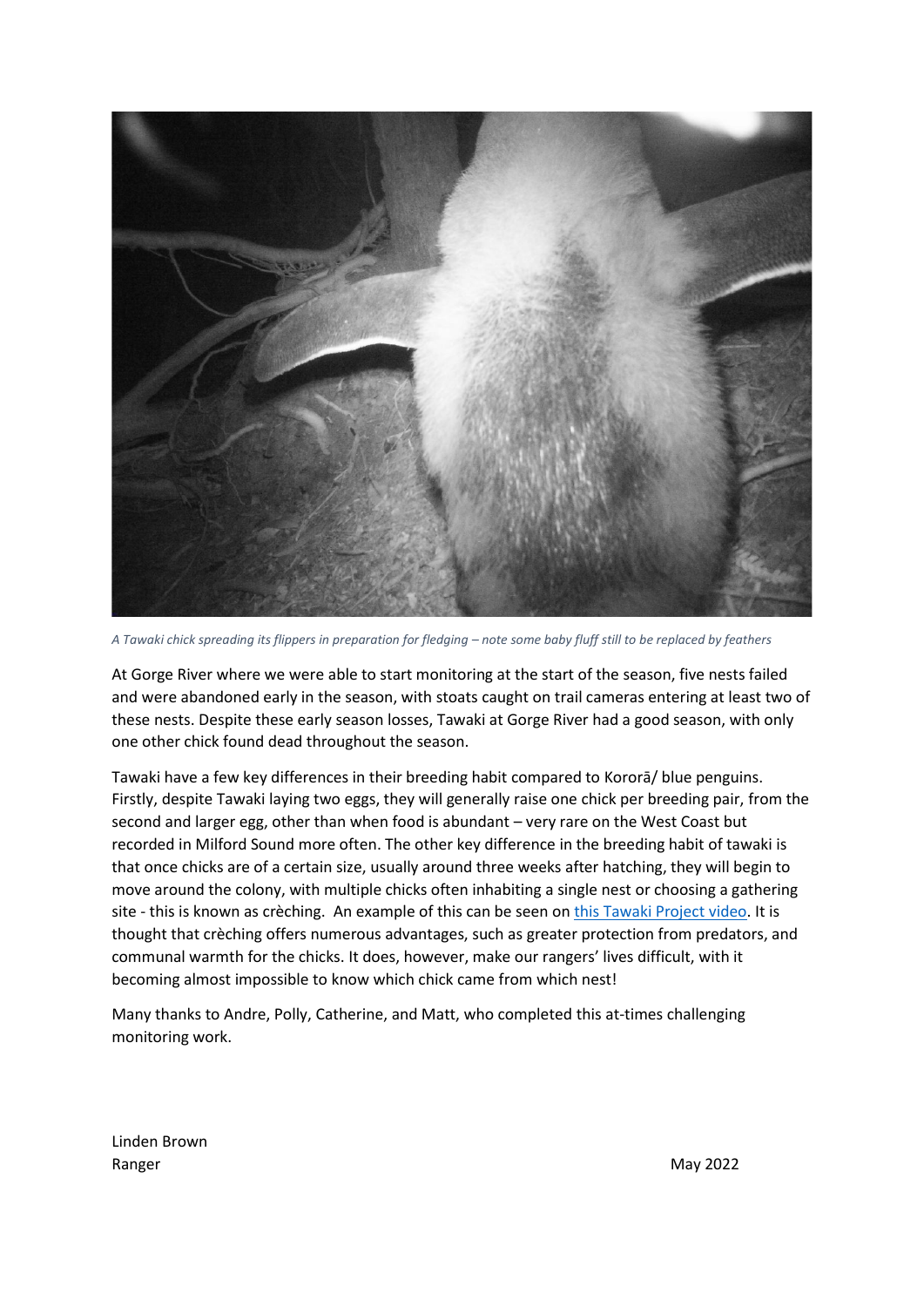*A Tawaki chick spreading its flippers in preparation for fledging – note some baby fluff still to be replaced by feathers*

At Gorge River where we were able to start monitoring at the start of the season, five nests failed and were abandoned early in the season, with stoats caught on trail cameras entering at least two of these nests. Despite these early season losses, Tawaki at Gorge River had a good season, with only one other chick found dead throughout the season.

Tawaki have a few key differences in their breeding habit compared to Kororā/ blue penguins. Firstly, despite Tawaki laying two eggs, they will generally raise one chick per breeding pair, from the second and larger egg, other than when food is abundant – very rare on the West Coast but recorded in Milford Sound more often. The other key difference in the breeding habit of tawaki is that once chicks are of a certain size, usually around three weeks after hatching, they will begin to move around the colony, with multiple chicks often inhabiting a single nest or choosing a gathering site - this is known as crèching. An example of this can be seen on this Tawaki Project video. It is thought that crèching offers numerous advantages, such as greater protection from predators, and communal warmth for the chicks. It does, however, make our rangers' lives difficult, with it becoming almost impossible to know which chick came from which nest!

Many thanks to Andre, Polly, Catherine, and Matt, who completed this at-times challenging monitoring work.

Linden Brown
Ranger

May 2022